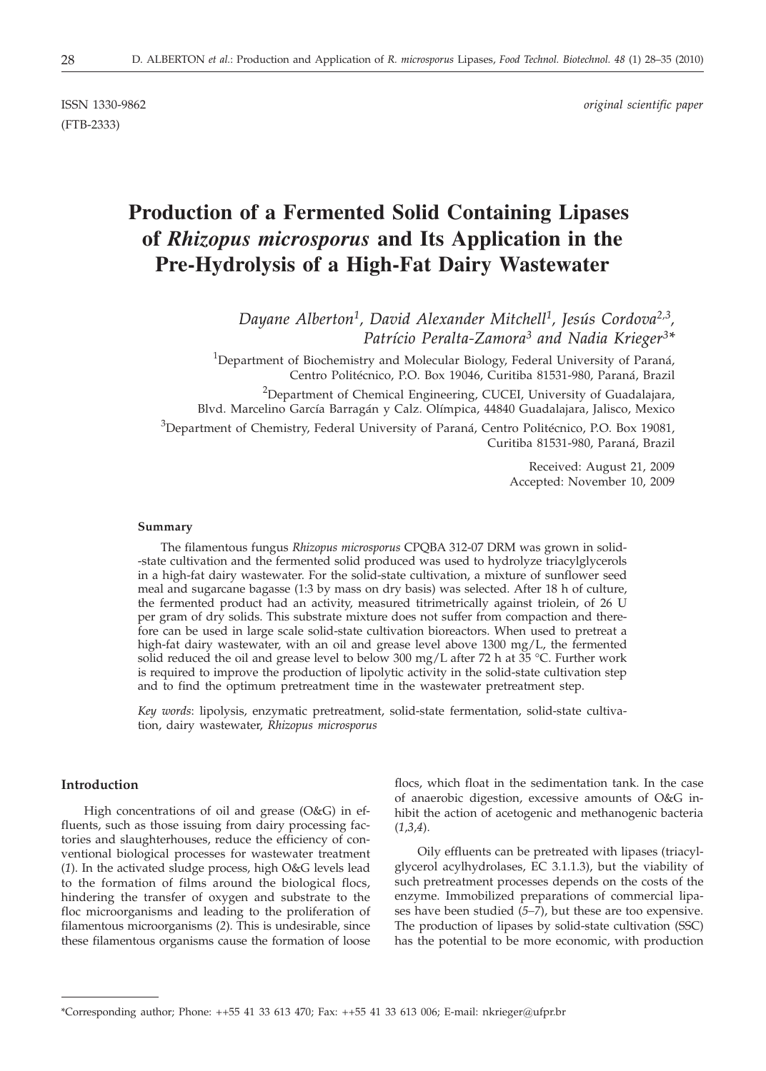ISSN 1330-9862 *original scientific paper*
(FTB-2333)

# Production of a Fermented Solid Containing Lipases of *Rhizopus microsporus* and Its Application in the Pre-Hydrolysis of a High-Fat Dairy Wastewater

*Dayane Alberton[1], David Alexander Mitchell[1], Jesús Cordova[2,3], Patrício Peralta-Zamora[3] and Nadia Krieger[3]**

[1]Department of Biochemistry and Molecular Biology, Federal University of Paraná, Centro Politécnico, P.O. Box 19046, Curitiba 81531-980, Paraná, Brazil

[2]Department of Chemical Engineering, CUCEI, University of Guadalajara, Blvd. Marcelino García Barragán y Calz. Olímpica, 44840 Guadalajara, Jalisco, Mexico

[3]Department of Chemistry, Federal University of Paraná, Centro Politécnico, P.O. Box 19081, Curitiba 81531-980, Paraná, Brazil

Received: August 21, 2009
Accepted: November 10, 2009

### Summary

The filamentous fungus *Rhizopus microsporus* CPQBA 312-07 DRM was grown in solid-state cultivation and the fermented solid produced was used to hydrolyze triacylglycerols in a high-fat dairy wastewater. For the solid-state cultivation, a mixture of sunflower seed meal and sugarcane bagasse (1:3 by mass on dry basis) was selected. After 18 h of culture, the fermented product had an activity, measured titrimetrically against triolein, of 26 U per gram of dry solids. This substrate mixture does not suffer from compaction and therefore can be used in large scale solid-state cultivation bioreactors. When used to pretreat a high-fat dairy wastewater, with an oil and grease level above 1300 mg/L, the fermented solid reduced the oil and grease level to below 300 mg/L after 72 h at 35 °C. Further work is required to improve the production of lipolytic activity in the solid-state cultivation step and to find the optimum pretreatment time in the wastewater pretreatment step.

*Key words*: lipolysis, enzymatic pretreatment, solid-state fermentation, solid-state cultivation, dairy wastewater, *Rhizopus microsporus*

### Introduction

High concentrations of oil and grease (O&G) in effluents, such as those issuing from dairy processing factories and slaughterhouses, reduce the efficiency of conventional biological processes for wastewater treatment (*1*). In the activated sludge process, high O&G levels lead to the formation of films around the biological flocs, hindering the transfer of oxygen and substrate to the floc microorganisms and leading to the proliferation of filamentous microorganisms (*2*). This is undesirable, since these filamentous organisms cause the formation of loose flocs, which float in the sedimentation tank. In the case of anaerobic digestion, excessive amounts of O&G inhibit the action of acetogenic and methanogenic bacteria (*1,3,4*).

Oily effluents can be pretreated with lipases (triacylglycerol acylhydrolases, EC 3.1.1.3), but the viability of such pretreatment processes depends on the costs of the enzyme. Immobilized preparations of commercial lipases have been studied (*5–7*), but these are too expensive. The production of lipases by solid-state cultivation (SSC) has the potential to be more economic, with production

*Corresponding author; Phone: ++55 41 33 613 470; Fax: ++55 41 33 613 006; E-mail: nkrieger@ufpr.br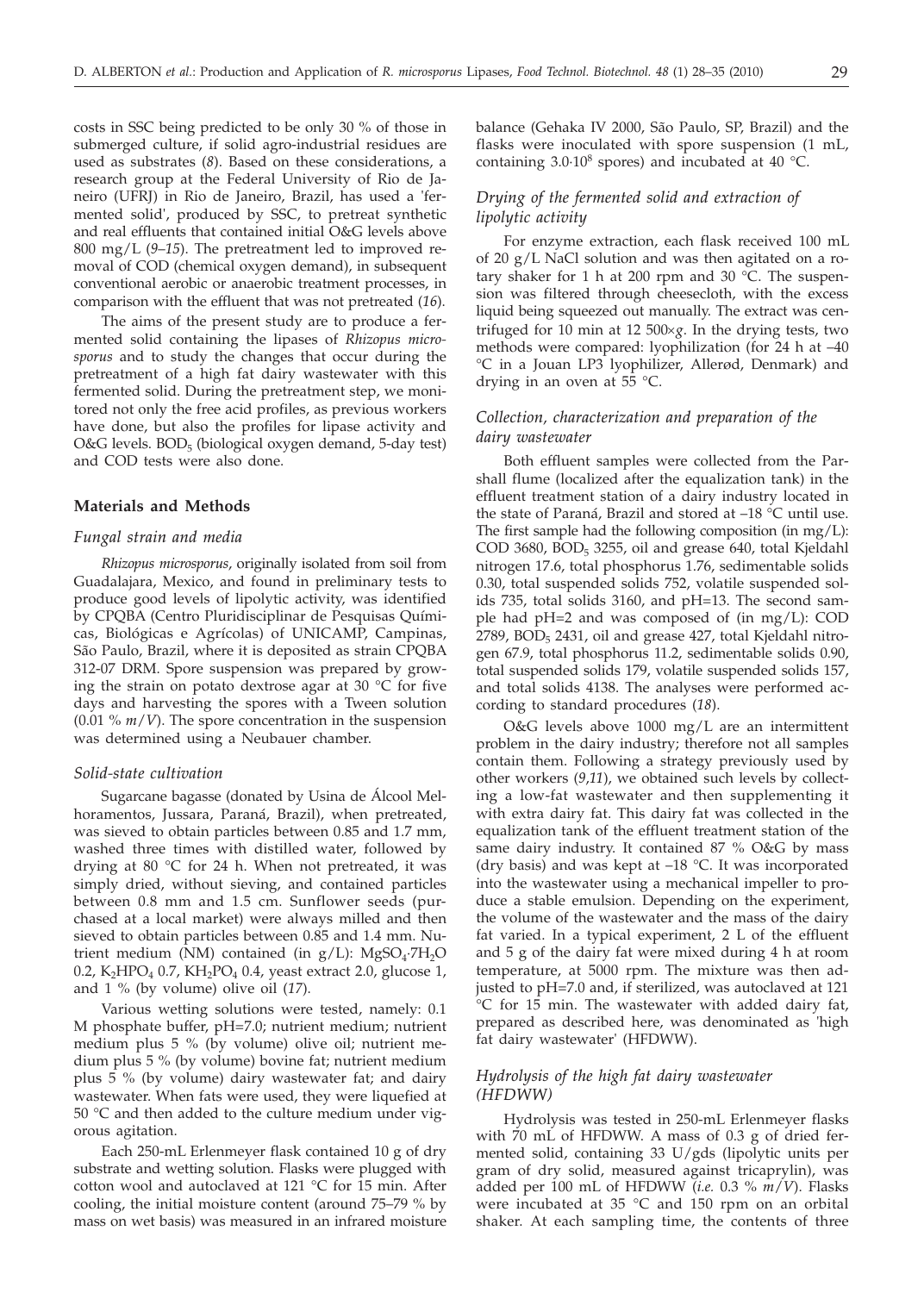costs in SSC being predicted to be only 30 % of those in submerged culture, if solid agro-industrial residues are used as substrates (*8*). Based on these considerations, a research group at the Federal University of Rio de Janeiro (UFRJ) in Rio de Janeiro, Brazil, has used a 'fermented solid', produced by SSC, to pretreat synthetic and real effluents that contained initial O&G levels above 800 mg/L (*9–15*). The pretreatment led to improved removal of COD (chemical oxygen demand), in subsequent conventional aerobic or anaerobic treatment processes, in comparison with the effluent that was not pretreated (*16*).

The aims of the present study are to produce a fermented solid containing the lipases of *Rhizopus microsporus* and to study the changes that occur during the pretreatment of a high fat dairy wastewater with this fermented solid. During the pretreatment step, we monitored not only the free acid profiles, as previous workers have done, but also the profiles for lipase activity and O&G levels. $BOD_5$ (biological oxygen demand, 5-day test) and COD tests were also done.

## Materials and Methods

### Fungal strain and media

*Rhizopus microsporus*, originally isolated from soil from Guadalajara, Mexico, and found in preliminary tests to produce good levels of lipolytic activity, was identified by CPQBA (Centro Pluridisciplinar de Pesquisas Químicas, Biológicas e Agrícolas) of UNICAMP, Campinas, São Paulo, Brazil, where it is deposited as strain CPQBA 312-07 DRM. Spore suspension was prepared by growing the strain on potato dextrose agar at 30 °C for five days and harvesting the spores with a Tween solution (0.01 % *m*/*V*). The spore concentration in the suspension was determined using a Neubauer chamber.

### Solid-state cultivation

Sugarcane bagasse (donated by Usina de Álcool Melhoramentos, Jussara, Paraná, Brazil), when pretreated, was sieved to obtain particles between 0.85 and 1.7 mm, washed three times with distilled water, followed by drying at 80 °C for 24 h. When not pretreated, it was simply dried, without sieving, and contained particles between 0.8 mm and 1.5 cm. Sunflower seeds (purchased at a local market) were always milled and then sieved to obtain particles between 0.85 and 1.4 mm. Nutrient medium (NM) contained (in g/L): $MgSO_4·7H_2O$ 0.2, $K_2HPO_4$ 0.7, $KH_2PO_4$ 0.4, yeast extract 2.0, glucose 1, and 1 % (by volume) olive oil (*17*).

Various wetting solutions were tested, namely: 0.1 M phosphate buffer, pH=7.0; nutrient medium; nutrient medium plus 5 % (by volume) olive oil; nutrient medium plus 5 % (by volume) bovine fat; nutrient medium plus 5 % (by volume) dairy wastewater fat; and dairy wastewater. When fats were used, they were liquefied at 50 °C and then added to the culture medium under vigorous agitation.

Each 250-mL Erlenmeyer flask contained 10 g of dry substrate and wetting solution. Flasks were plugged with cotton wool and autoclaved at 121 °C for 15 min. After cooling, the initial moisture content (around 75–79 % by mass on wet basis) was measured in an infrared moisture balance (Gehaka IV 2000, São Paulo, SP, Brazil) and the flasks were inoculated with spore suspension (1 mL, containing $3.0·10^8$ spores) and incubated at 40 °C.

### Drying of the fermented solid and extraction of lipolytic activity

For enzyme extraction, each flask received 100 mL of 20 g/L NaCl solution and was then agitated on a rotary shaker for 1 h at 200 rpm and 30 °C. The suspension was filtered through cheesecloth, with the excess liquid being squeezed out manually. The extract was centrifuged for 10 min at 12 500×*g*. In the drying tests, two methods were compared: lyophilization (for 24 h at –40 °C in a Jouan LP3 lyophilizer, Allerød, Denmark) and drying in an oven at 55 °C.

### Collection, characterization and preparation of the dairy wastewater

Both effluent samples were collected from the Parshall flume (localized after the equalization tank) in the effluent treatment station of a dairy industry located in the state of Paraná, Brazil and stored at –18 °C until use. The first sample had the following composition (in mg/L): COD 3680, $BOD_5$ 3255, oil and grease 640, total Kjeldahl nitrogen 17.6, total phosphorus 1.76, sedimentable solids 0.30, total suspended solids 752, volatile suspended solids 735, total solids 3160, and pH=13. The second sample had pH=2 and was composed of (in mg/L): COD 2789, $BOD_5$ 2431, oil and grease 427, total Kjeldahl nitrogen 67.9, total phosphorus 11.2, sedimentable solids 0.90, total suspended solids 179, volatile suspended solids 157, and total solids 4138. The analyses were performed according to standard procedures (*18*).

O&G levels above 1000 mg/L are an intermittent problem in the dairy industry; therefore not all samples contain them. Following a strategy previously used by other workers (*9,11*), we obtained such levels by collecting a low-fat wastewater and then supplementing it with extra dairy fat. This dairy fat was collected in the equalization tank of the effluent treatment station of the same dairy industry. It contained 87 % O&G by mass (dry basis) and was kept at –18 °C. It was incorporated into the wastewater using a mechanical impeller to produce a stable emulsion. Depending on the experiment, the volume of the wastewater and the mass of the dairy fat varied. In a typical experiment, 2 L of the effluent and 5 g of the dairy fat were mixed during 4 h at room temperature, at 5000 rpm. The mixture was then adjusted to pH=7.0 and, if sterilized, was autoclaved at 121 °C for 15 min. The wastewater with added dairy fat, prepared as described here, was denominated as 'high fat dairy wastewater' (HFDWW).

### Hydrolysis of the high fat dairy wastewater (HFDWW)

Hydrolysis was tested in 250-mL Erlenmeyer flasks with 70 mL of HFDWW. A mass of 0.3 g of dried fermented solid, containing 33 U/gds (lipolytic units per gram of dry solid, measured against tricaprylin), was added per 100 mL of HFDWW (*i.e.* 0.3 % *m*/*V*). Flasks were incubated at 35 °C and 150 rpm on an orbital shaker. At each sampling time, the contents of three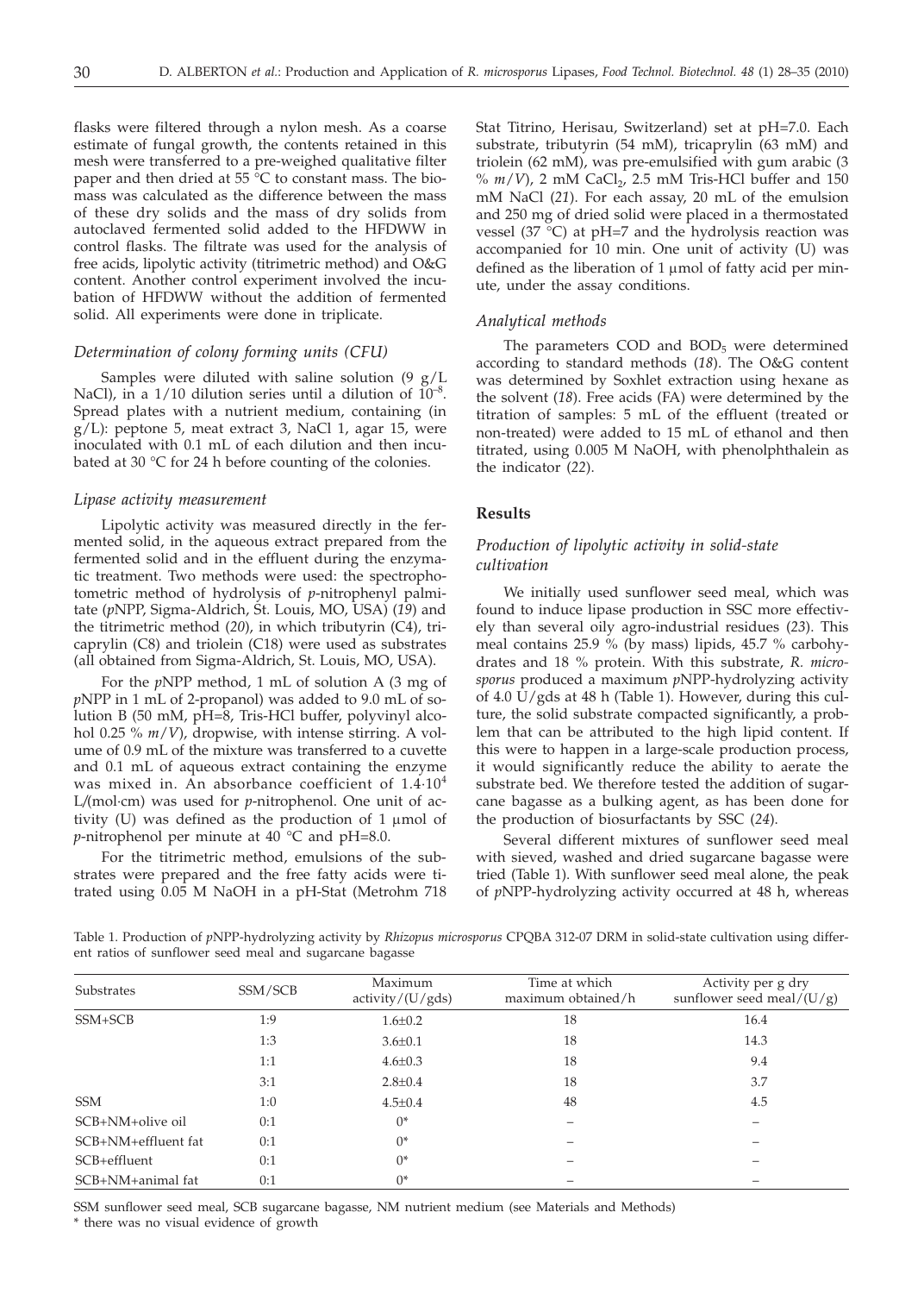flasks were filtered through a nylon mesh. As a coarse estimate of fungal growth, the contents retained in this mesh were transferred to a pre-weighed qualitative filter paper and then dried at 55 °C to constant mass. The biomass was calculated as the difference between the mass of these dry solids and the mass of dry solids from autoclaved fermented solid added to the HFDWW in control flasks. The filtrate was used for the analysis of free acids, lipolytic activity (titrimetric method) and O&G content. Another control experiment involved the incubation of HFDWW without the addition of fermented solid. All experiments were done in triplicate.

### *Determination of colony forming units (CFU)*

Samples were diluted with saline solution (9 g/L NaCl), in a 1/10 dilution series until a dilution of $10^{-8}$. Spread plates with a nutrient medium, containing (in g/L): peptone 5, meat extract 3, NaCl 1, agar 15, were inoculated with 0.1 mL of each dilution and then incubated at 30 °C for 24 h before counting of the colonies.

### *Lipase activity measurement*

Lipolytic activity was measured directly in the fermented solid, in the aqueous extract prepared from the fermented solid and in the effluent during the enzymatic treatment. Two methods were used: the spectrophotometric method of hydrolysis of *p*-nitrophenyl palmitate (*p*NPP, Sigma-Aldrich, St. Louis, MO, USA) (*19*) and the titrimetric method (*20*), in which tributyrin (C4), tricaprylin (C8) and triolein (C18) were used as substrates (all obtained from Sigma-Aldrich, St. Louis, MO, USA).

For the *p*NPP method, 1 mL of solution A (3 mg of *p*NPP in 1 mL of 2-propanol) was added to 9.0 mL of solution B (50 mM, pH=8, Tris-HCl buffer, polyvinyl alcohol 0.25 % *m*/*V*), dropwise, with intense stirring. A volume of 0.9 mL of the mixture was transferred to a cuvette and 0.1 mL of aqueous extract containing the enzyme was mixed in. An absorbance coefficient of $1.4\cdot10^4$ L/(mol·cm) was used for *p*-nitrophenol. One unit of activity (U) was defined as the production of 1 µmol of *p*-nitrophenol per minute at 40 °C and pH=8.0.

For the titrimetric method, emulsions of the substrates were prepared and the free fatty acids were titrated using 0.05 M NaOH in a pH-Stat (Metrohm 718 Stat Titrino, Herisau, Switzerland) set at pH=7.0. Each substrate, tributyrin (54 mM), tricaprylin (63 mM) and triolein (62 mM), was pre-emulsified with gum arabic (3 % *m*/*V*), 2 mM $CaCl_2$, 2.5 mM Tris-HCl buffer and 150 mM NaCl (*21*). For each assay, 20 mL of the emulsion and 250 mg of dried solid were placed in a thermostated vessel (37 °C) at pH=7 and the hydrolysis reaction was accompanied for 10 min. One unit of activity (U) was defined as the liberation of 1 µmol of fatty acid per minute, under the assay conditions.

### *Analytical methods*

The parameters COD and $BOD_5$ were determined according to standard methods (*18*). The O&G content was determined by Soxhlet extraction using hexane as the solvent (*18*). Free acids (FA) were determined by the titration of samples: 5 mL of the effluent (treated or non-treated) were added to 15 mL of ethanol and then titrated, using 0.005 M NaOH, with phenolphthalein as the indicator (*22*).

## Results

### *Production of lipolytic activity in solid-state cultivation*

We initially used sunflower seed meal, which was found to induce lipase production in SSC more effectively than several oily agro-industrial residues (*23*). This meal contains 25.9 % (by mass) lipids, 45.7 % carbohydrates and 18 % protein. With this substrate, *R. microsporus* produced a maximum *p*NPP-hydrolyzing activity of 4.0 U/gds at 48 h (Table 1). However, during this culture, the solid substrate compacted significantly, a problem that can be attributed to the high lipid content. If this were to happen in a large-scale production process, it would significantly reduce the ability to aerate the substrate bed. We therefore tested the addition of sugarcane bagasse as a bulking agent, as has been done for the production of biosurfactants by SSC (*24*).

Several different mixtures of sunflower seed meal with sieved, washed and dried sugarcane bagasse were tried (Table 1). With sunflower seed meal alone, the peak of *p*NPP-hydrolyzing activity occurred at 48 h, whereas

Table 1. Production of *p*NPP-hydrolyzing activity by *Rhizopus microsporus* CPQBA 312-07 DRM in solid-state cultivation using different ratios of sunflower seed meal and sugarcane bagasse

| Substrates | SSM/SCB | Maximum activity/(U/gds) | Time at which maximum obtained/h | Activity per g dry sunflower seed meal/(U/g) |
|---|---|---|---|---|
| SSM+SCB | 1:9 | 1.6±0.2 | 18 | 16.4 |
| | 1:3 | 3.6±0.1 | 18 | 14.3 |
| | 1:1 | 4.6±0.3 | 18 | 9.4 |
| | 3:1 | 2.8±0.4 | 18 | 3.7 |
| SSM | 1:0 | 4.5±0.4 | 48 | 4.5 |
| SCB+NM+olive oil | 0:1 | 0* | – | – |
| SCB+NM+effluent fat | 0:1 | 0* | – | – |
| SCB+effluent | 0:1 | 0* | – | – |
| SCB+NM+animal fat | 0:1 | 0* | – | – |

SSM sunflower seed meal, SCB sugarcane bagasse, NM nutrient medium (see Materials and Methods)

\* there was no visual evidence of growth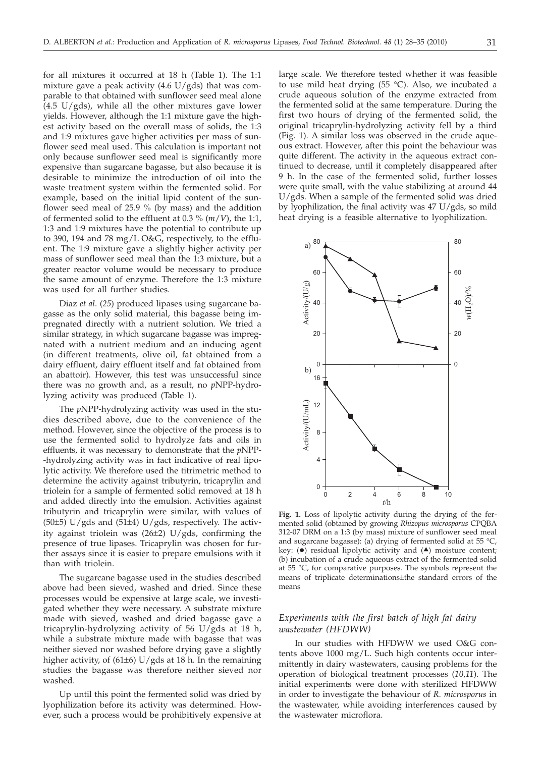for all mixtures it occurred at 18 h (Table 1). The 1:1 mixture gave a peak activity (4.6 U/gds) that was comparable to that obtained with sunflower seed meal alone (4.5 U/gds), while all the other mixtures gave lower yields. However, although the 1:1 mixture gave the highest activity based on the overall mass of solids, the 1:3 and 1:9 mixtures gave higher activities per mass of sunflower seed meal used. This calculation is important not only because sunflower seed meal is significantly more expensive than sugarcane bagasse, but also because it is desirable to minimize the introduction of oil into the waste treatment system within the fermented solid. For example, based on the initial lipid content of the sunflower seed meal of 25.9 % (by mass) and the addition of fermented solid to the effluent at 0.3 % (*m*/*V*), the 1:1, 1:3 and 1:9 mixtures have the potential to contribute up to 390, 194 and 78 mg/L O&G, respectively, to the effluent. The 1:9 mixture gave a slightly higher activity per mass of sunflower seed meal than the 1:3 mixture, but a greater reactor volume would be necessary to produce the same amount of enzyme. Therefore the 1:3 mixture was used for all further studies.

Diaz *et al.* (*25*) produced lipases using sugarcane bagasse as the only solid material, this bagasse being impregnated directly with a nutrient solution. We tried a similar strategy, in which sugarcane bagasse was impregnated with a nutrient medium and an inducing agent (in different treatments, olive oil, fat obtained from a dairy effluent, dairy effluent itself and fat obtained from an abattoir). However, this test was unsuccessful since there was no growth and, as a result, no *p*NPP-hydrolyzing activity was produced (Table 1).

The *p*NPP-hydrolyzing activity was used in the studies described above, due to the convenience of the method. However, since the objective of the process is to use the fermented solid to hydrolyze fats and oils in effluents, it was necessary to demonstrate that the *p*NPP-hydrolyzing activity was in fact indicative of real lipolytic activity. We therefore used the titrimetric method to determine the activity against tributyrin, tricaprylin and triolein for a sample of fermented solid removed at 18 h and added directly into the emulsion. Activities against tributyrin and tricaprylin were similar, with values of (50±5) U/gds and (51±4) U/gds, respectively. The activity against triolein was (26±2) U/gds, confirming the presence of true lipases. Tricaprylin was chosen for further assays since it is easier to prepare emulsions with it than with triolein.

The sugarcane bagasse used in the studies described above had been sieved, washed and dried. Since these processes would be expensive at large scale, we investigated whether they were necessary. A substrate mixture made with sieved, washed and dried bagasse gave a tricaprylin-hydrolyzing activity of 56 U/gds at 18 h, while a substrate mixture made with bagasse that was neither sieved nor washed before drying gave a slightly higher activity, of (61±6) U/gds at 18 h. In the remaining studies the bagasse was therefore neither sieved nor washed.

Up until this point the fermented solid was dried by lyophilization before its activity was determined. However, such a process would be prohibitively expensive at large scale. We therefore tested whether it was feasible to use mild heat drying (55 °C). Also, we incubated a crude aqueous solution of the enzyme extracted from the fermented solid at the same temperature. During the first two hours of drying of the fermented solid, the original tricaprylin-hydrolyzing activity fell by a third (Fig. 1). A similar loss was observed in the crude aqueous extract. However, after this point the behaviour was quite different. The activity in the aqueous extract continued to decrease, until it completely disappeared after 9 h. In the case of the fermented solid, further losses were quite small, with the value stabilizing at around 44 U/gds. When a sample of the fermented solid was dried by lyophilization, the final activity was 47 U/gds, so mild heat drying is a feasible alternative to lyophilization.

**Fig. 1.** Loss of lipolytic activity during the drying of the fermented solid (obtained by growing *Rhizopus microsporus* CPQBA 312-07 DRM on a 1:3 (by mass) mixture of sunflower seed meal and sugarcane bagasse): (a) drying of fermented solid at 55 °C, key: (●) residual lipolytic activity and (▲) moisture content; (b) incubation of a crude aqueous extract of the fermented solid at 55 °C, for comparative purposes. The symbols represent the means of triplicate determinations±the standard errors of the means

### *Experiments with the first batch of high fat dairy wastewater (HFDWW)*

In our studies with HFDWW we used O&G contents above 1000 mg/L. Such high contents occur intermittently in dairy wastewaters, causing problems for the operation of biological treatment processes (*10*,*11*). The initial experiments were done with sterilized HFDWW in order to investigate the behaviour of *R. microsporus* in the wastewater, while avoiding interferences caused by the wastewater microflora.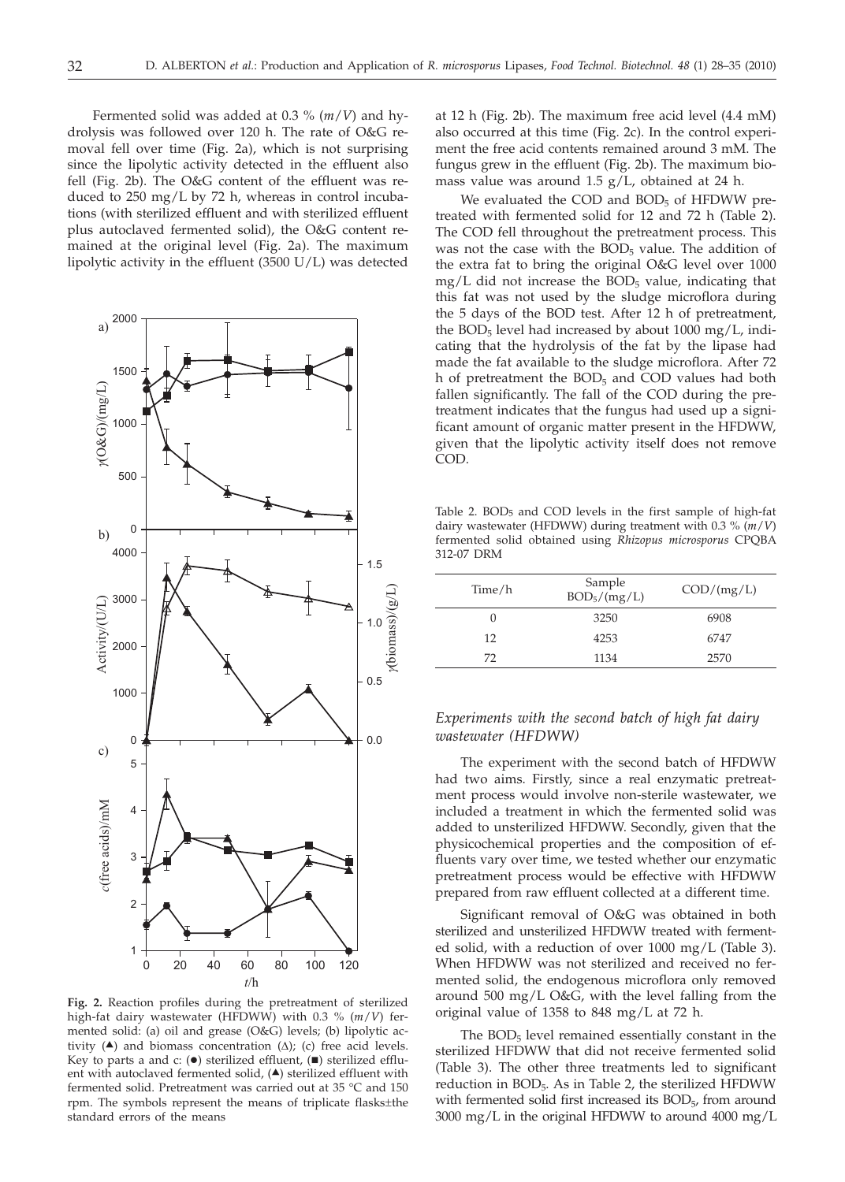Fermented solid was added at 0.3 % (*m*/*V*) and hydrolysis was followed over 120 h. The rate of O&G removal fell over time (Fig. 2a), which is not surprising since the lipolytic activity detected in the effluent also fell (Fig. 2b). The O&G content of the effluent was reduced to 250 mg/L by 72 h, whereas in control incubations (with sterilized effluent and with sterilized effluent plus autoclaved fermented solid), the O&G content remained at the original level (Fig. 2a). The maximum lipolytic activity in the effluent (3500 U/L) was detected at 12 h (Fig. 2b). The maximum free acid level (4.4 mM) also occurred at this time (Fig. 2c). In the control experiment the free acid contents remained around 3 mM. The fungus grew in the effluent (Fig. 2b). The maximum biomass value was around 1.5 g/L, obtained at 24 h.

**Fig. 2.** Reaction profiles during the pretreatment of sterilized high-fat dairy wastewater (HFDWW) with 0.3 % (*m*/*V*) fermented solid: (a) oil and grease (O&G) levels; (b) lipolytic activity (▲) and biomass concentration (Δ); (c) free acid levels. Key to parts a and c: (●) sterilized effluent, (■) sterilized effluent with autoclaved fermented solid, (▲) sterilized effluent with fermented solid. Pretreatment was carried out at 35 °C and 150 rpm. The symbols represent the means of triplicate flasks±the standard errors of the means

We evaluated the COD and $BOD_5$ of HFDWW pretreated with fermented solid for 12 and 72 h (Table 2). The COD fell throughout the pretreatment process. This was not the case with the $BOD_5$ value. The addition of the extra fat to bring the original O&G level over 1000 mg/L did not increase the $BOD_5$ value, indicating that this fat was not used by the sludge microflora during the 5 days of the BOD test. After 12 h of pretreatment, the $BOD_5$ level had increased by about 1000 mg/L, indicating that the hydrolysis of the fat by the lipase had made the fat available to the sludge microflora. After 72 h of pretreatment the $BOD_5$ and COD values had both fallen significantly. The fall of the COD during the pretreatment indicates that the fungus had used up a significant amount of organic matter present in the HFDWW, given that the lipolytic activity itself does not remove COD.

Table 2. $BOD_5$ and COD levels in the first sample of high-fat dairy wastewater (HFDWW) during treatment with 0.3 % (*m*/*V*) fermented solid obtained using *Rhizopus microsporus* CPQBA 312-07 DRM

| Time/h | Sample $BOD_5$/(mg/L) | COD/(mg/L) |
|---|---|---|
| 0 | 3250 | 6908 |
| 12 | 4253 | 6747 |
| 72 | 1134 | 2570 |

### *Experiments with the second batch of high fat dairy wastewater (HFDWW)*

The experiment with the second batch of HFDWW had two aims. Firstly, since a real enzymatic pretreatment process would involve non-sterile wastewater, we included a treatment in which the fermented solid was added to unsterilized HFDWW. Secondly, given that the physicochemical properties and the composition of effluents vary over time, we tested whether our enzymatic pretreatment process would be effective with HFDWW prepared from raw effluent collected at a different time.

Significant removal of O&G was obtained in both sterilized and unsterilized HFDWW treated with fermented solid, with a reduction of over 1000 mg/L (Table 3). When HFDWW was not sterilized and received no fermented solid, the endogenous microflora only removed around 500 mg/L O&G, with the level falling from the original value of 1358 to 848 mg/L at 72 h.

The $BOD_5$ level remained essentially constant in the sterilized HFDWW that did not receive fermented solid (Table 3). The other three treatments led to significant reduction in $BOD_5$. As in Table 2, the sterilized HFDWW with fermented solid first increased its $BOD_5$, from around 3000 mg/L in the original HFDWW to around 4000 mg/L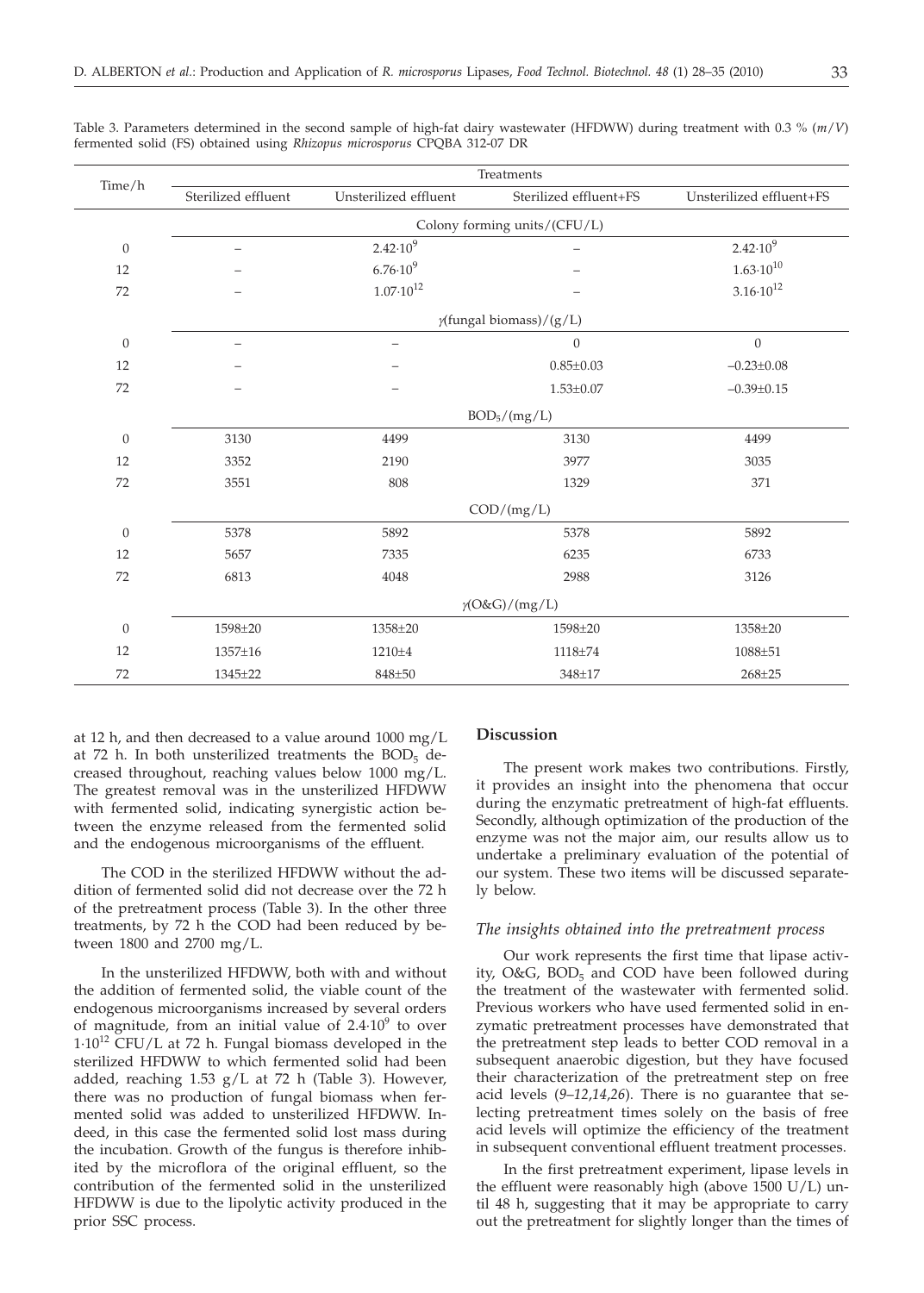Table 3. Parameters determined in the second sample of high-fat dairy wastewater (HFDWW) during treatment with 0.3 % ($m/V$) fermented solid (FS) obtained using *Rhizopus microsporus* CPQBA 312-07 DR

| Time/h | Treatments | | | |
|---|---|---|---|---|
| | Sterilized effluent | Unsterilized effluent | Sterilized effluent+FS | Unsterilized effluent+FS |
| | Colony forming units/(CFU/L) | | | |
| 0 | – | $2.42 \cdot 10^{9}$ | – | $2.42 \cdot 10^{9}$ |
| 12 | – | $6.76 \cdot 10^{9}$ | – | $1.63 \cdot 10^{10}$ |
| 72 | – | $1.07 \cdot 10^{12}$ | – | $3.16 \cdot 10^{12}$ |
| | $\gamma$(fungal biomass)/(g/L) | | | |
| 0 | – | – | 0 | 0 |
| 12 | – | – | 0.85±0.03 | –0.23±0.08 |
| 72 | – | – | 1.53±0.07 | –0.39±0.15 |
| | $BOD_5$/(mg/L) | | | |
| 0 | 3130 | 4499 | 3130 | 4499 |
| 12 | 3352 | 2190 | 3977 | 3035 |
| 72 | 3551 | 808 | 1329 | 371 |
| | COD/(mg/L) | | | |
| 0 | 5378 | 5892 | 5378 | 5892 |
| 12 | 5657 | 7335 | 6235 | 6733 |
| 72 | 6813 | 4048 | 2988 | 3126 |
| | $\gamma$(O&G)/(mg/L) | | | |
| 0 | 1598±20 | 1358±20 | 1598±20 | 1358±20 |
| 12 | 1357±16 | 1210±4 | 1118±74 | 1088±51 |
| 72 | 1345±22 | 848±50 | 348±17 | 268±25 |

at 12 h, and then decreased to a value around 1000 mg/L at 72 h. In both unsterilized treatments the $BOD_5$ decreased throughout, reaching values below 1000 mg/L. The greatest removal was in the unsterilized HFDWW with fermented solid, indicating synergistic action between the enzyme released from the fermented solid and the endogenous microorganisms of the effluent.

The COD in the sterilized HFDWW without the addition of fermented solid did not decrease over the 72 h of the pretreatment process (Table 3). In the other three treatments, by 72 h the COD had been reduced by between 1800 and 2700 mg/L.

In the unsterilized HFDWW, both with and without the addition of fermented solid, the viable count of the endogenous microorganisms increased by several orders of magnitude, from an initial value of $2.4 \cdot 10^{9}$ to over $1 \cdot 10^{12}$ CFU/L at 72 h. Fungal biomass developed in the sterilized HFDWW to which fermented solid had been added, reaching 1.53 g/L at 72 h (Table 3). However, there was no production of fungal biomass when fermented solid was added to unsterilized HFDWW. Indeed, in this case the fermented solid lost mass during the incubation. Growth of the fungus is therefore inhibited by the microflora of the original effluent, so the contribution of the fermented solid in the unsterilized HFDWW is due to the lipolytic activity produced in the prior SSC process.

## Discussion

The present work makes two contributions. Firstly, it provides an insight into the phenomena that occur during the enzymatic pretreatment of high-fat effluents. Secondly, although optimization of the production of the enzyme was not the major aim, our results allow us to undertake a preliminary evaluation of the potential of our system. These two items will be discussed separately below.

### The insights obtained into the pretreatment process

Our work represents the first time that lipase activity, O&G, $BOD_5$ and COD have been followed during the treatment of the wastewater with fermented solid. Previous workers who have used fermented solid in enzymatic pretreatment processes have demonstrated that the pretreatment step leads to better COD removal in a subsequent anaerobic digestion, but they have focused their characterization of the pretreatment step on free acid levels (*9–12,14,26*). There is no guarantee that selecting pretreatment times solely on the basis of free acid levels will optimize the efficiency of the treatment in subsequent conventional effluent treatment processes.

In the first pretreatment experiment, lipase levels in the effluent were reasonably high (above 1500 U/L) until 48 h, suggesting that it may be appropriate to carry out the pretreatment for slightly longer than the times of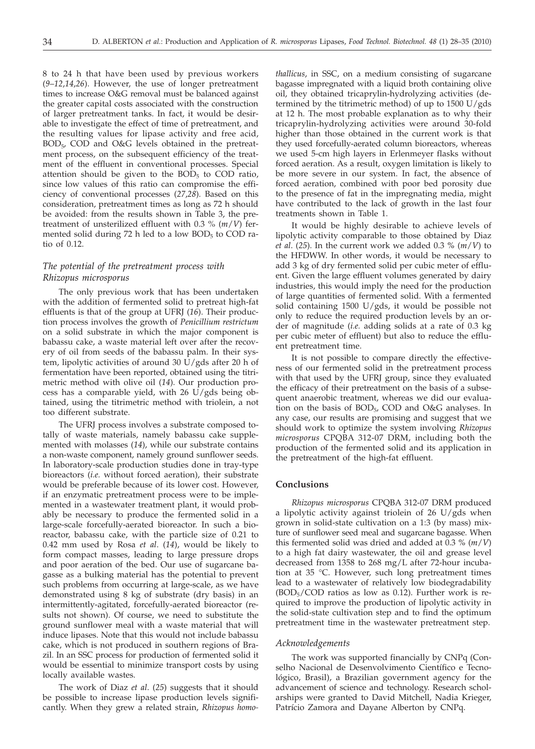8 to 24 h that have been used by previous workers (*9–12,14,26*). However, the use of longer pretreatment times to increase O&G removal must be balanced against the greater capital costs associated with the construction of larger pretreatment tanks. In fact, it would be desirable to investigate the effect of time of pretreatment, and the resulting values for lipase activity and free acid, $BOD_5$, COD and O&G levels obtained in the pretreatment process, on the subsequent efficiency of the treatment of the effluent in conventional processes. Special attention should be given to the $BOD_5$ to COD ratio, since low values of this ratio can compromise the efficiency of conventional processes (*27,28*). Based on this consideration, pretreatment times as long as 72 h should be avoided: from the results shown in Table 3, the pretreatment of unsterilized effluent with 0.3 % (*m/V*) fermented solid during 72 h led to a low $BOD_5$ to COD ratio of 0.12.

### *The potential of the pretreatment process with Rhizopus microsporus*

The only previous work that has been undertaken with the addition of fermented solid to pretreat high-fat effluents is that of the group at UFRJ (*16*). Their production process involves the growth of *Penicillium restrictum* on a solid substrate in which the major component is babassu cake, a waste material left over after the recovery of oil from seeds of the babassu palm. In their system, lipolytic activities of around 30 U/gds after 20 h of fermentation have been reported, obtained using the titrimetric method with olive oil (*14*). Our production process has a comparable yield, with 26 U/gds being obtained, using the titrimetric method with triolein, a not too different substrate.

The UFRJ process involves a substrate composed totally of waste materials, namely babassu cake supplemented with molasses (*14*), while our substrate contains a non-waste component, namely ground sunflower seeds. In laboratory-scale production studies done in tray-type bioreactors (*i.e.* without forced aeration), their substrate would be preferable because of its lower cost. However, if an enzymatic pretreatment process were to be implemented in a wastewater treatment plant, it would probably be necessary to produce the fermented solid in a large-scale forcefully-aerated bioreactor. In such a bioreactor, babassu cake, with the particle size of 0.21 to 0.42 mm used by Rosa *et al*. (*14*), would be likely to form compact masses, leading to large pressure drops and poor aeration of the bed. Our use of sugarcane bagasse as a bulking material has the potential to prevent such problems from occurring at large-scale, as we have demonstrated using 8 kg of substrate (dry basis) in an intermittently-agitated, forcefully-aerated bioreactor (results not shown). Of course, we need to substitute the ground sunflower meal with a waste material that will induce lipases. Note that this would not include babassu cake, which is not produced in southern regions of Brazil. In an SSC process for production of fermented solid it would be essential to minimize transport costs by using locally available wastes.

The work of Diaz *et al*. (*25*) suggests that it should be possible to increase lipase production levels significantly. When they grew a related strain, *Rhizopus homothallicus*, in SSC, on a medium consisting of sugarcane bagasse impregnated with a liquid broth containing olive oil, they obtained tricaprylin-hydrolyzing activities (determined by the titrimetric method) of up to 1500 U/gds at 12 h. The most probable explanation as to why their tricaprylin-hydrolyzing activities were around 30-fold higher than those obtained in the current work is that they used forcefully-aerated column bioreactors, whereas we used 5-cm high layers in Erlenmeyer flasks without forced aeration. As a result, oxygen limitation is likely to be more severe in our system. In fact, the absence of forced aeration, combined with poor bed porosity due to the presence of fat in the impregnating media, might have contributed to the lack of growth in the last four treatments shown in Table 1.

It would be highly desirable to achieve levels of lipolytic activity comparable to those obtained by Diaz *et al*. (*25*). In the current work we added 0.3 % (*m/V*) to the HFDWW. In other words, it would be necessary to add 3 kg of dry fermented solid per cubic meter of effluent. Given the large effluent volumes generated by dairy industries, this would imply the need for the production of large quantities of fermented solid. With a fermented solid containing 1500 U/gds, it would be possible not only to reduce the required production levels by an order of magnitude (*i.e.* adding solids at a rate of 0.3 kg per cubic meter of effluent) but also to reduce the effluent pretreatment time.

It is not possible to compare directly the effectiveness of our fermented solid in the pretreatment process with that used by the UFRJ group, since they evaluated the efficacy of their pretreatment on the basis of a subsequent anaerobic treatment, whereas we did our evaluation on the basis of $BOD_5$, COD and O&G analyses. In any case, our results are promising and suggest that we should work to optimize the system involving *Rhizopus microsporus* CPQBA 312-07 DRM, including both the production of the fermented solid and its application in the pretreatment of the high-fat effluent.

## Conclusions

*Rhizopus microsporus* CPQBA 312-07 DRM produced a lipolytic activity against triolein of 26 U/gds when grown in solid-state cultivation on a 1:3 (by mass) mixture of sunflower seed meal and sugarcane bagasse. When this fermented solid was dried and added at 0.3 % (*m/V*) to a high fat dairy wastewater, the oil and grease level decreased from 1358 to 268 mg/L after 72-hour incubation at 35 °C. However, such long pretreatment times lead to a wastewater of relatively low biodegradability ($BOD_5$/COD ratios as low as 0.12). Further work is required to improve the production of lipolytic activity in the solid-state cultivation step and to find the optimum pretreatment time in the wastewater pretreatment step.

### *Acknowledgements*

The work was supported financially by CNPq (Conselho Nacional de Desenvolvimento Científico e Tecnológico, Brasil), a Brazilian government agency for the advancement of science and technology. Research scholarships were granted to David Mitchell, Nadia Krieger, Patrício Zamora and Dayane Alberton by CNPq.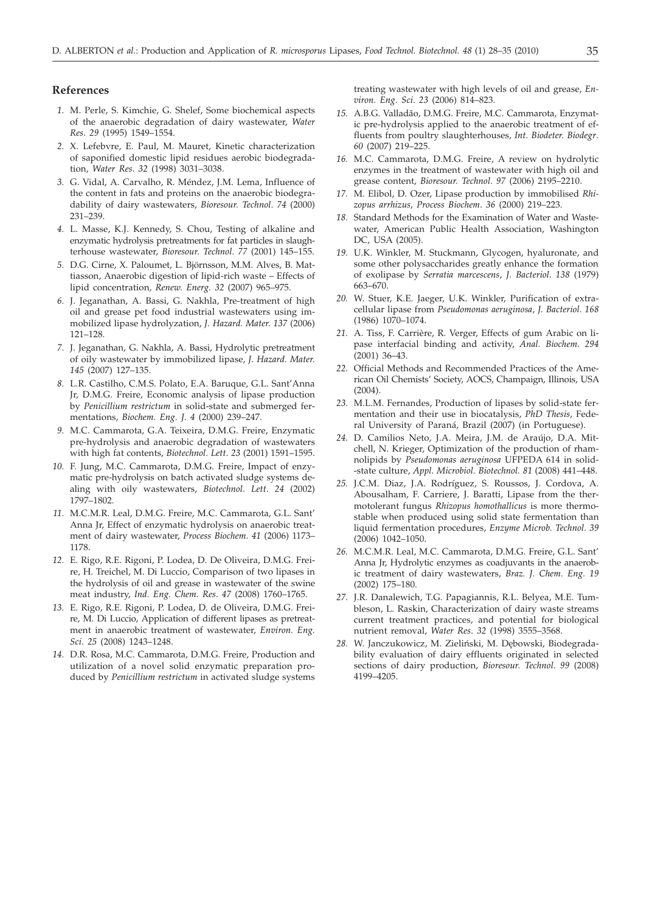## References

1. M. Perle, S. Kimchie, G. Shelef, Some biochemical aspects of the anaerobic degradation of dairy wastewater, *Water Res. 29* (1995) 1549–1554.
2. X. Lefebvre, E. Paul, M. Mauret, Kinetic characterization of saponified domestic lipid residues aerobic biodegradation, *Water Res. 32* (1998) 3031–3038.
3. G. Vidal, A. Carvalho, R. Méndez, J.M. Lema, Influence of the content in fats and proteins on the anaerobic biodegradability of dairy wastewaters, *Bioresour. Technol. 74* (2000) 231–239.
4. L. Masse, K.J. Kennedy, S. Chou, Testing of alkaline and enzymatic hydrolysis pretreatments for fat particles in slaughterhouse wastewater, *Bioresour. Technol. 77* (2001) 145–155.
5. D.G. Cirne, X. Paloumet, L. Björnsson, M.M. Alves, B. Mattiasson, Anaerobic digestion of lipid-rich waste – Effects of lipid concentration, *Renew. Energ. 32* (2007) 965–975.
6. J. Jeganathan, A. Bassi, G. Nakhla, Pre-treatment of high oil and grease pet food industrial wastewaters using immobilized lipase hydrolyzation, *J. Hazard. Mater. 137* (2006) 121–128.
7. J. Jeganathan, G. Nakhla, A. Bassi, Hydrolytic pretreatment of oily wastewater by immobilized lipase, *J. Hazard. Mater. 145* (2007) 127–135.
8. L.R. Castilho, C.M.S. Polato, E.A. Baruque, G.L. Sant'Anna Jr, D.M.G. Freire, Economic analysis of lipase production by *Penicillium restrictum* in solid-state and submerged fermentations, *Biochem. Eng. J. 4* (2000) 239–247.
9. M.C. Cammarota, G.A. Teixeira, D.M.G. Freire, Enzymatic pre-hydrolysis and anaerobic degradation of wastewaters with high fat contents, *Biotechnol. Lett. 23* (2001) 1591–1595.
10. F. Jung, M.C. Cammarota, D.M.G. Freire, Impact of enzymatic pre-hydrolysis on batch activated sludge systems dealing with oily wastewaters, *Biotechnol. Lett. 24* (2002) 1797–1802.
11. M.C.M.R. Leal, D.M.G. Freire, M.C. Cammarota, G.L. Sant' Anna Jr, Effect of enzymatic hydrolysis on anaerobic treatment of dairy wastewater, *Process Biochem. 41* (2006) 1173–1178.
12. E. Rigo, R.E. Rigoni, P. Lodea, D. De Oliveira, D.M.G. Freire, H. Treichel, M. Di Luccio, Comparison of two lipases in the hydrolysis of oil and grease in wastewater of the swine meat industry, *Ind. Eng. Chem. Res. 47* (2008) 1760–1765.
13. E. Rigo, R.E. Rigoni, P. Lodea, D. de Oliveira, D.M.G. Freire, M. Di Luccio, Application of different lipases as pretreatment in anaerobic treatment of wastewater, *Environ. Eng. Sci. 25* (2008) 1243–1248.
14. D.R. Rosa, M.C. Cammarota, D.M.G. Freire, Production and utilization of a novel solid enzymatic preparation produced by *Penicillium restrictum* in activated sludge systems treating wastewater with high levels of oil and grease, *Environ. Eng. Sci. 23* (2006) 814–823.
15. A.B.G. Valladão, D.M.G. Freire, M.C. Cammarota, Enzymatic pre-hydrolysis applied to the anaerobic treatment of effluents from poultry slaughterhouses, *Int. Biodeter. Biodegr. 60* (2007) 219–225.
16. M.C. Cammarota, D.M.G. Freire, A review on hydrolytic enzymes in the treatment of wastewater with high oil and grease content, *Bioresour. Technol. 97* (2006) 2195–2210.
17. M. Elibol, D. Ozer, Lipase production by immobilised *Rhizopus arrhizus*, *Process Biochem. 36* (2000) 219–223.
18. Standard Methods for the Examination of Water and Wastewater, American Public Health Association, Washington DC, USA (2005).
19. U.K. Winkler, M. Stuckmann, Glycogen, hyaluronate, and some other polysaccharides greatly enhance the formation of exolipase by *Serratia marcescens*, *J. Bacteriol. 138* (1979) 663–670.
20. W. Stuer, K.E. Jaeger, U.K. Winkler, Purification of extracellular lipase from *Pseudomonas aeruginosa*, *J. Bacteriol. 168* (1986) 1070–1074.
21. A. Tiss, F. Carrière, R. Verger, Effects of gum Arabic on lipase interfacial binding and activity, *Anal. Biochem. 294* (2001) 36–43.
22. Official Methods and Recommended Practices of the American Oil Chemists' Society, AOCS, Champaign, Illinois, USA (2004).
23. M.L.M. Fernandes, Production of lipases by solid-state fermentation and their use in biocatalysis, *PhD Thesis*, Federal University of Paraná, Brazil (2007) (in Portuguese).
24. D. Camilios Neto, J.A. Meira, J.M. de Araújo, D.A. Mitchell, N. Krieger, Optimization of the production of rhamnolipids by *Pseudomonas aeruginosa* UFPEDA 614 in solid-state culture, *Appl. Microbiol. Biotechnol. 81* (2008) 441–448.
25. J.C.M. Diaz, J.A. Rodríguez, S. Roussos, J. Cordova, A. Abousalham, F. Carriere, J. Baratti, Lipase from the thermotolerant fungus *Rhizopus homothallicus* is more thermostable when produced using solid state fermentation than liquid fermentation procedures, *Enzyme Microb. Technol. 39* (2006) 1042–1050.
26. M.C.M.R. Leal, M.C. Cammarota, D.M.G. Freire, G.L. Sant' Anna Jr, Hydrolytic enzymes as coadjuvants in the anaerobic treatment of dairy wastewaters, *Braz. J. Chem. Eng. 19* (2002) 175–180.
27. J.R. Danalewich, T.G. Papagiannis, R.L. Belyea, M.E. Tumbleson, L. Raskin, Characterization of dairy waste streams current treatment practices, and potential for biological nutrient removal, *Water Res. 32* (1998) 3555–3568.
28. W. Janczukowicz, M. Zieliński, M. Dębowski, Biodegradability evaluation of dairy effluents originated in selected sections of dairy production, *Bioresour. Technol. 99* (2008) 4199–4205.